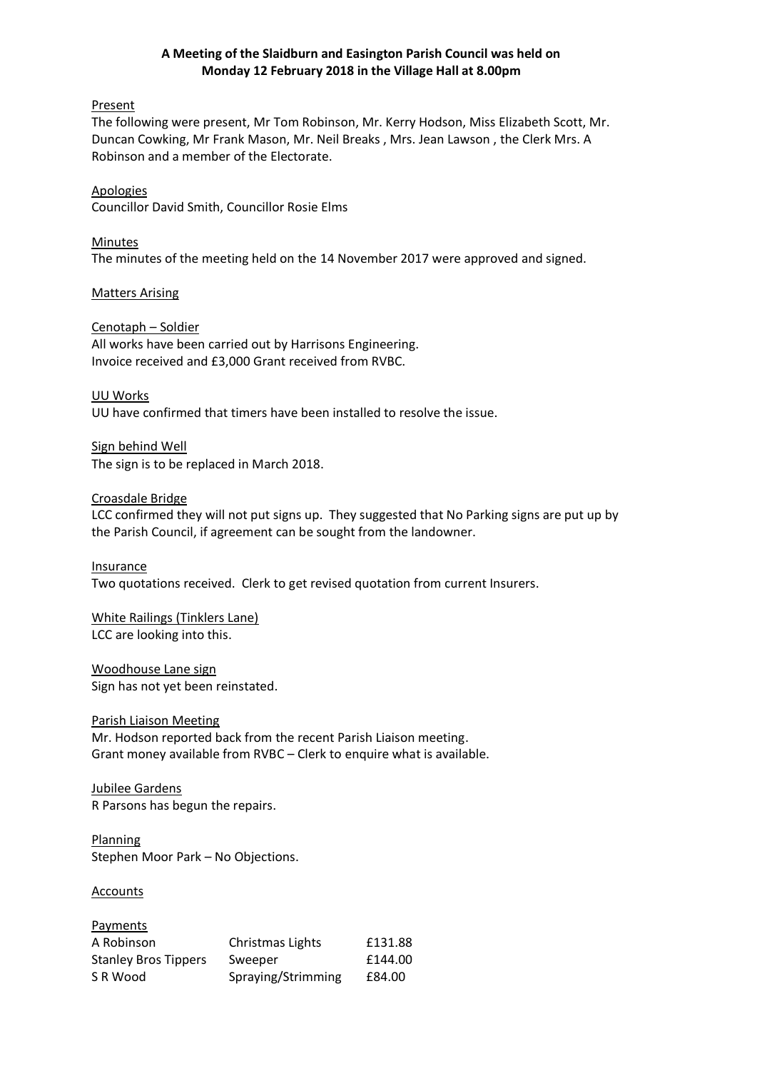**A Meeting of the Slaidburn and Easington Parish Council was held on Monday 12 February 2018 in the Village Hall at 8.00pm**

Present

The following were present, Mr Tom Robinson, Mr. Kerry Hodson, Miss Elizabeth Scott, Mr. Duncan Cowking, Mr Frank Mason, Mr. Neil Breaks , Mrs. Jean Lawson , the Clerk Mrs. A Robinson and a member of the Electorate.

Apologies

Councillor David Smith, Councillor Rosie Elms

Minutes

The minutes of the meeting held on the 14 November 2017 were approved and signed.

Matters Arising

Cenotaph – Soldier

All works have been carried out by Harrisons Engineering.
Invoice received and £3,000 Grant received from RVBC.

UU Works

UU have confirmed that timers have been installed to resolve the issue.

Sign behind Well

The sign is to be replaced in March 2018.

Croasdale Bridge

LCC confirmed they will not put signs up. They suggested that No Parking signs are put up by the Parish Council, if agreement can be sought from the landowner.

Insurance

Two quotations received. Clerk to get revised quotation from current Insurers.

White Railings (Tinklers Lane)

LCC are looking into this.

Woodhouse Lane sign

Sign has not yet been reinstated.

Parish Liaison Meeting

Mr. Hodson reported back from the recent Parish Liaison meeting.
Grant money available from RVBC – Clerk to enquire what is available.

Jubilee Gardens

R Parsons has begun the repairs.

Planning

Stephen Moor Park – No Objections.

Accounts

Payments

| | | |
|---|---|---|
| A Robinson | Christmas Lights | £131.88 |
| Stanley Bros Tippers | Sweeper | £144.00 |
| S R Wood | Spraying/Strimming | £84.00 |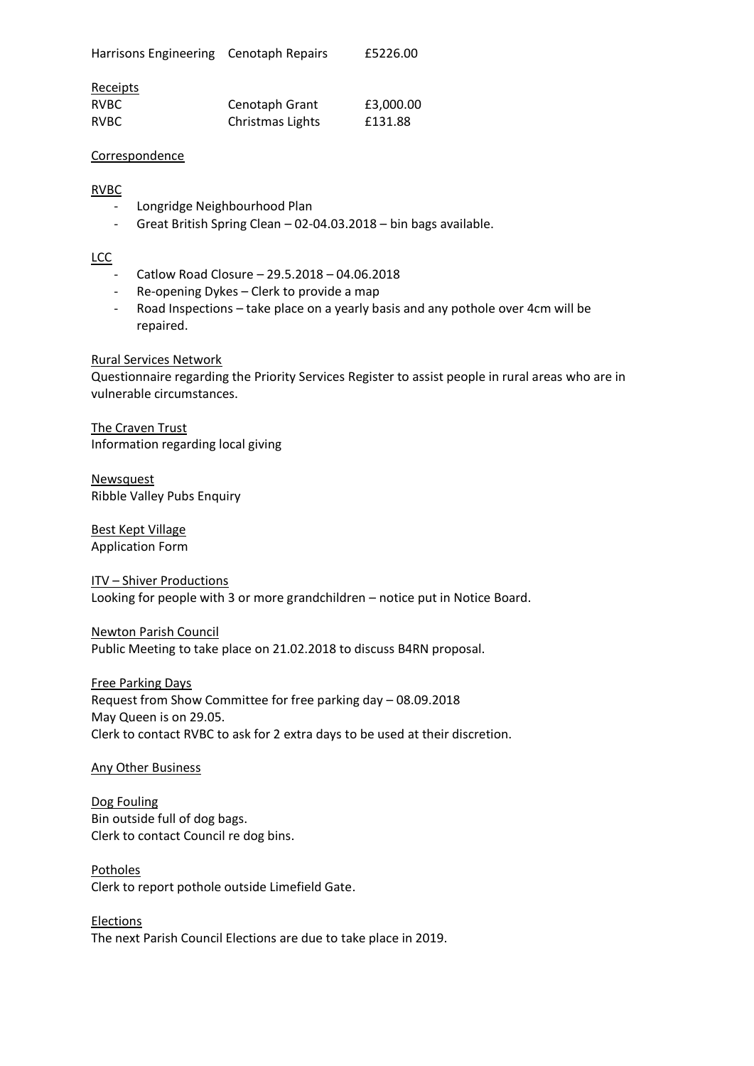| Harrisons Engineering | Cenotaph Repairs | £5226.00 |
|---|---|---|

Receipts

| RVBC | Cenotaph Grant | £3,000.00 |
|---|---|---|
| RVBC | Christmas Lights | £131.88 |

Correspondence

RVBC

- Longridge Neighbourhood Plan
- Great British Spring Clean – 02-04.03.2018 – bin bags available.

LCC

- Catlow Road Closure – 29.5.2018 – 04.06.2018
- Re-opening Dykes – Clerk to provide a map
- Road Inspections – take place on a yearly basis and any pothole over 4cm will be repaired.

Rural Services Network

Questionnaire regarding the Priority Services Register to assist people in rural areas who are in vulnerable circumstances.

The Craven Trust

Information regarding local giving

Newsquest

Ribble Valley Pubs Enquiry

Best Kept Village

Application Form

ITV – Shiver Productions

Looking for people with 3 or more grandchildren – notice put in Notice Board.

Newton Parish Council

Public Meeting to take place on 21.02.2018 to discuss B4RN proposal.

Free Parking Days

Request from Show Committee for free parking day – 08.09.2018

May Queen is on 29.05.

Clerk to contact RVBC to ask for 2 extra days to be used at their discretion.

Any Other Business

Dog Fouling

Bin outside full of dog bags.

Clerk to contact Council re dog bins.

Potholes

Clerk to report pothole outside Limefield Gate.

Elections

The next Parish Council Elections are due to take place in 2019.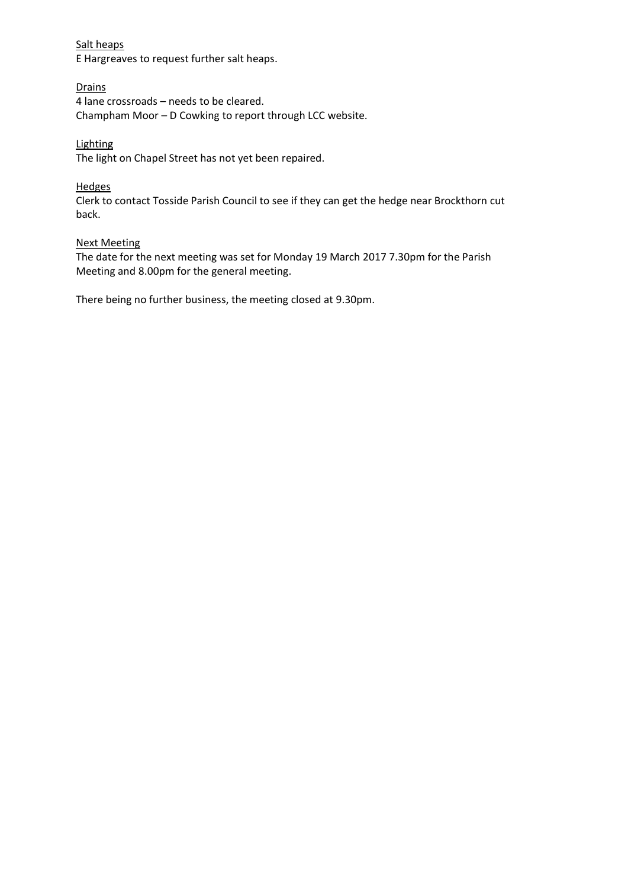<u>Salt heaps</u>

E Hargreaves to request further salt heaps.

<u>Drains</u>

4 lane crossroads – needs to be cleared.
Champham Moor – D Cowking to report through LCC website.

<u>Lighting</u>

The light on Chapel Street has not yet been repaired.

<u>Hedges</u>

Clerk to contact Tosside Parish Council to see if they can get the hedge near Brockthorn cut back.

<u>Next Meeting</u>

The date for the next meeting was set for Monday 19 March 2017 7.30pm for the Parish Meeting and 8.00pm for the general meeting.

There being no further business, the meeting closed at 9.30pm.